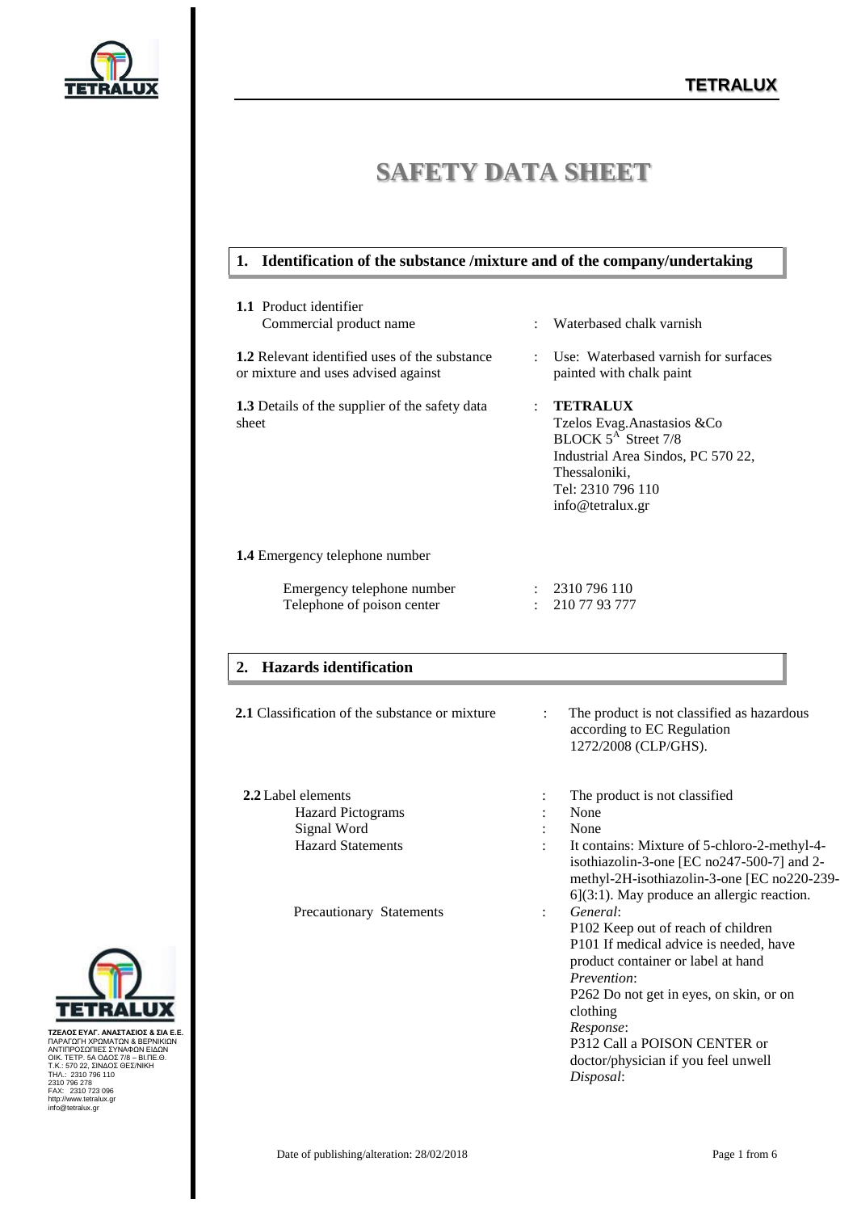# SAFETY DATA SHEET

## 1. Identification of the substance /mixture and of the company/undertaking

**1.1** Product identifier
Commercial product name : Waterbased chalk varnish

**1.2** Relevant identified uses of the substance or mixture and uses advised against : Use: Waterbased varnish for surfaces painted with chalk paint

**1.3** Details of the supplier of the safety data sheet :
**TETRALUX**
Tzelos Evag.Anastasios &Co
BLOCK 5[A] Street 7/8
Industrial Area Sindos, PC 570 22,
Thessaloniki,
Tel: 2310 796 110
info@tetralux.gr

**1.4** Emergency telephone number

Emergency telephone number : 2310 796 110
Telephone of poison center : 210 77 93 777

## 2. Hazards identification

**2.1** Classification of the substance or mixture : The product is not classified as hazardous according to EC Regulation 1272/2008 (CLP/GHS).

**2.2** Label elements : The product is not classified

Hazard Pictograms : None

Signal Word : None

Hazard Statements : It contains: Mixture of 5-chloro-2-methyl-4-isothiazolin-3-one [EC no247-500-7] and 2-methyl-2H-isothiazolin-3-one [EC no220-239-6](3:1). May produce an allergic reaction.

Precautionary Statements :
*General*:
P102 Keep out of reach of children
P101 If medical advice is needed, have product container or label at hand
*Prevention*:
P262 Do not get in eyes, on skin, or on clothing
*Response*:
P312 Call a POISON CENTER or doctor/physician if you feel unwell
*Disposal*:

ΤΖΕΛΟΣ ΕΥΑΓ. ΑΝΑΣΤΑΣΙΟΣ & ΣΙΑ Ε.Ε.
ΠΑΡΑΓΩΓΗ ΧΡΩΜΑΤΩΝ & ΒΕΡΝΙΚΙΩΝ
ΑΝΤΙΠΡΟΣΩΠΙΕΣ ΣΥΝΑΦΩΝ ΕΙΔΩΝ
ΟΙΚ. ΤΕΤΡ. 5Α ΟΔΟΣ 7/8 – ΒΙ.ΠΕ.Θ.
Τ.Κ.: 570 22, ΣΙΝΔΟΣ ΘΕΣ/ΝΙΚΗ
ΤΗΛ.: 2310 796 110
2310 796 278
FAX: 2310 723 096
http://www.tetralux.gr
info@tetralux.gr

Date of publishing/alteration: 28/02/2018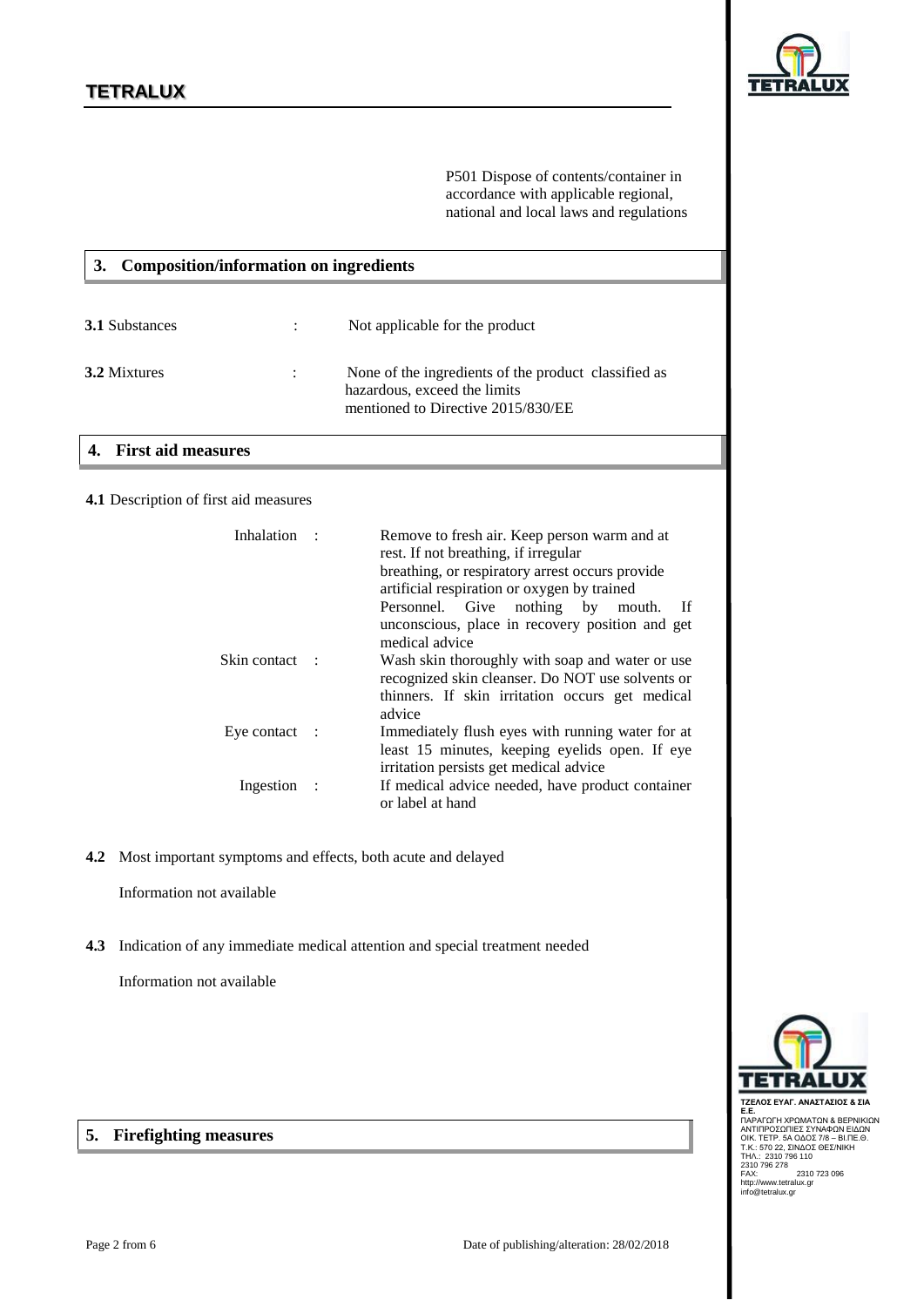P501 Dispose of contents/container in accordance with applicable regional, national and local laws and regulations

## 3. Composition/information on ingredients

**3.1** Substances : Not applicable for the product

**3.2** Mixtures : None of the ingredients of the product classified as hazardous, exceed the limits mentioned to Directive 2015/830/EE

## 4. First aid measures

**4.1** Description of first aid measures

| | |
|---|---|
| Inhalation : | Remove to fresh air. Keep person warm and at rest. If not breathing, if irregular breathing, or respiratory arrest occurs provide artificial respiration or oxygen by trained Personnel. Give nothing by mouth. If unconscious, place in recovery position and get medical advice |
| Skin contact : | Wash skin thoroughly with soap and water or use recognized skin cleanser. Do NOT use solvents or thinners. If skin irritation occurs get medical advice |
| Eye contact : | Immediately flush eyes with running water for at least 15 minutes, keeping eyelids open. If eye irritation persists get medical advice |
| Ingestion : | If medical advice needed, have product container or label at hand |

**4.2** Most important symptoms and effects, both acute and delayed

Information not available

**4.3** Indication of any immediate medical attention and special treatment needed

Information not available

ΤΖΕΛΟΣ ΕΥΑΓ. ΑΝΑΣΤΑΣΙΟΣ & ΣΙΑ Ε.Ε.
ΠΑΡΑΓΩΓΗ ΧΡΩΜΑΤΩΝ & ΒΕΡΝΙΚΙΩΝ
ΑΝΤΙΠΡΟΣΩΠΙΕΣ ΣΥΝΑΦΩΝ ΕΙΔΩΝ
ΟΙΚ. ΤΕΤΡ. 5Α ΟΔΟΣ 7/8 – ΒΙ.ΠΕ.Θ.
Τ.Κ.: 570 22, ΣΙΝΔΟΣ ΘΕΣ/ΝΙΚΗ
ΤΗΛ.: 2310 796 110
2310 796 278
FAX: 2310 723 096
http://www.tetralux.gr
info@tetralux.gr

## 5. Firefighting measures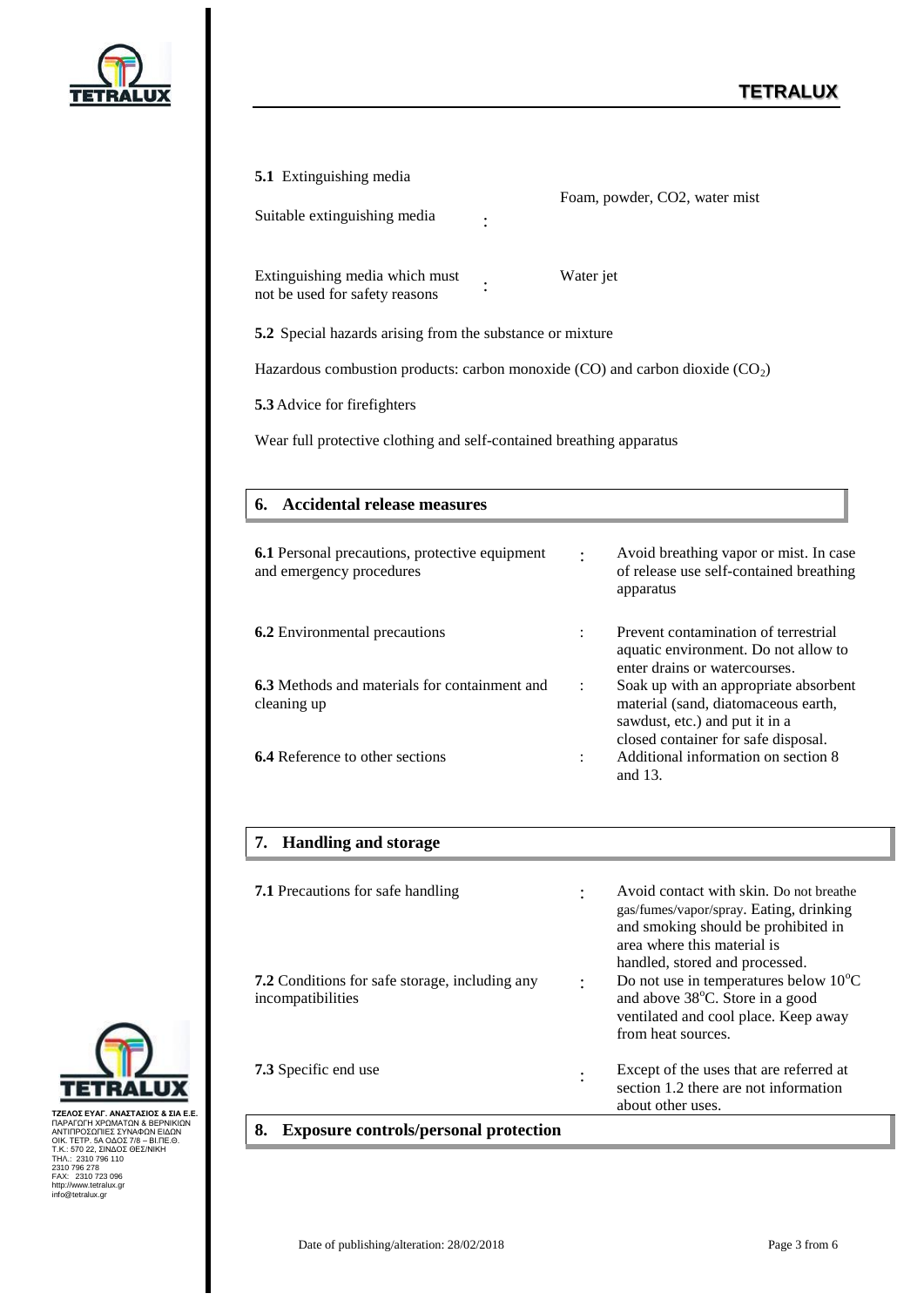**5.1** Extinguishing media

| | | |
|---|---|---|
| Suitable extinguishing media | : | Foam, powder, $CO_2$, water mist |
| Extinguishing media which must not be used for safety reasons | : | Water jet |

**5.2** Special hazards arising from the substance or mixture

Hazardous combustion products: carbon monoxide (CO) and carbon dioxide ($CO_2$)

**5.3** Advice for firefighters

Wear full protective clothing and self-contained breathing apparatus

## 6. Accidental release measures

| | | |
|---|---|---|
| **6.1** Personal precautions, protective equipment and emergency procedures | : | Avoid breathing vapor or mist. In case of release use self-contained breathing apparatus |
| **6.2** Environmental precautions | : | Prevent contamination of terrestrial aquatic environment. Do not allow to enter drains or watercourses. |
| **6.3** Methods and materials for containment and cleaning up | : | Soak up with an appropriate absorbent material (sand, diatomaceous earth, sawdust, etc.) and put it in a closed container for safe disposal. |
| **6.4** Reference to other sections | : | Additional information on section 8 and 13. |

## 7. Handling and storage

| | | |
|---|---|---|
| **7.1** Precautions for safe handling | : | Avoid contact with skin. Do not breathe gas/fumes/vapor/spray. Eating, drinking and smoking should be prohibited in area where this material is handled, stored and processed. |
| **7.2** Conditions for safe storage, including any incompatibilities | : | Do not use in temperatures below $10^oC$ and above $38^oC$. Store in a good ventilated and cool place. Keep away from heat sources. |
| **7.3** Specific end use | : | Except of the uses that are referred at section 1.2 there are not information about other uses. |

## 8. Exposure controls/personal protection

ΤΖΕΛΟΣ ΕΥΑΓ. ΑΝΑΣΤΑΣΙΟΣ & ΣΙΑ Ε.Ε.
ΠΑΡΑΓΩΓΗ ΧΡΩΜΑΤΩΝ & ΒΕΡΝΙΚΙΩΝ
ΑΝΤΙΠΡΟΣΩΠΙΕΣ ΣΥΝΑΦΩΝ ΕΙΔΩΝ
ΟΙΚ. ΤΕΤΡ. 5Α ΟΔΟΣ 7/8 – ΒΙ.ΠΕ.Θ.
Τ.Κ.: 570 22, ΣΙΝΔΟΣ ΘΕΣ/ΝΙΚΗ
ΤΗΛ.: 2310 796 110
2310 796 278
FAX: 2310 723 096
http://www.tetralux.gr
info@tetralux.gr

Date of publishing/alteration: 28/02/2018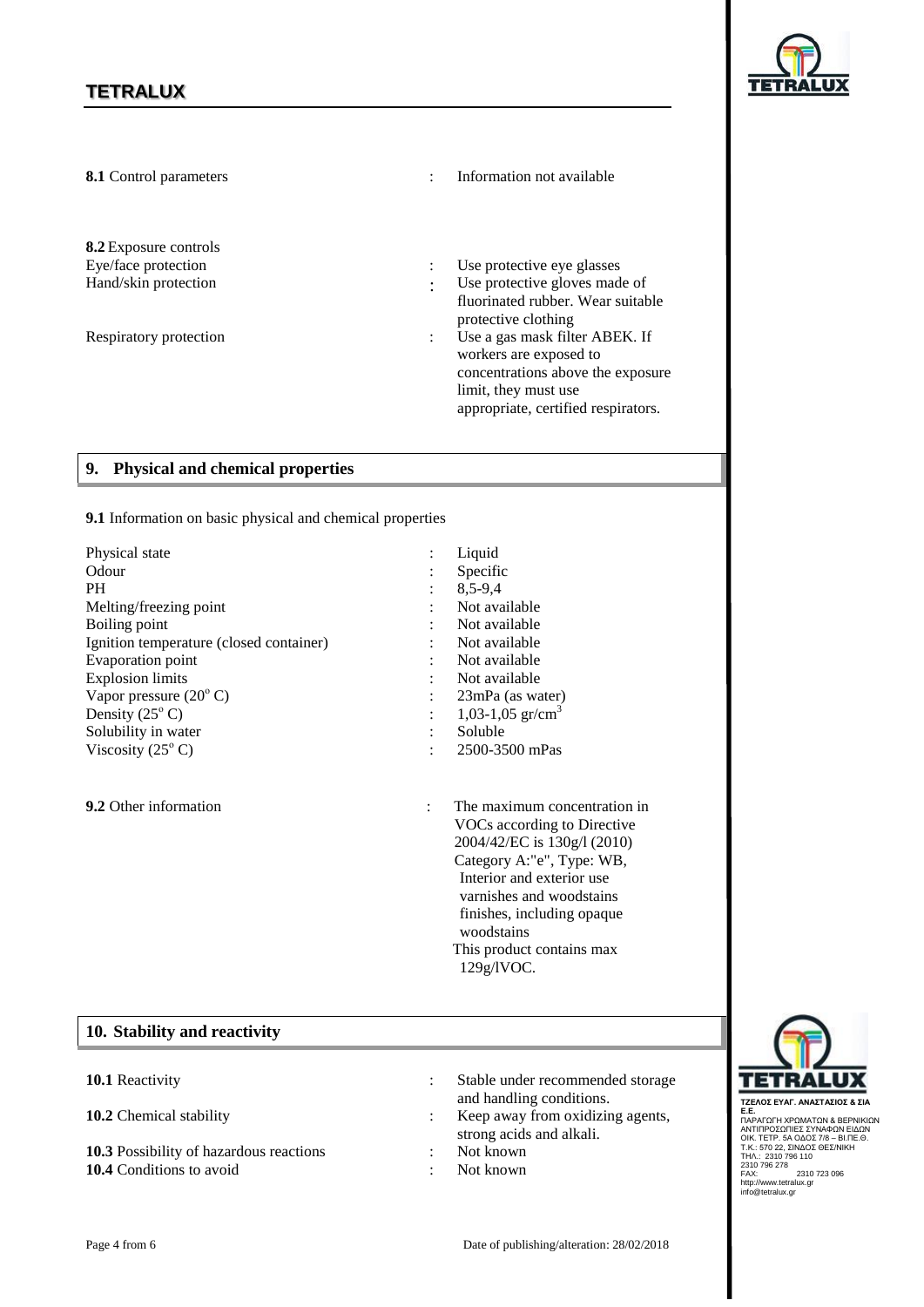| | | |
|---|---|---|
| **8.1** Control parameters | : | Information not available |
| **8.2** Exposure controls | | |
| Eye/face protection | : | Use protective eye glasses |
| Hand/skin protection | : | Use protective gloves made of fluorinated rubber. Wear suitable protective clothing |
| Respiratory protection | : | Use a gas mask filter ABEK. If workers are exposed to concentrations above the exposure limit, they must use appropriate, certified respirators. |

## 9. Physical and chemical properties

**9.1** Information on basic physical and chemical properties

| | | |
|---|---|---|
| Physical state | : | Liquid |
| Odour | : | Specific |
| PH | : | 8,5-9,4 |
| Melting/freezing point | : | Not available |
| Boiling point | : | Not available |
| Ignition temperature (closed container) | : | Not available |
| Evaporation point | : | Not available |
| Explosion limits | : | Not available |
| Vapor pressure ($20^o$ C) | : | 23mPa (as water) |
| Density ($25^o$ C) | : | 1,03-1,05 gr/$cm^3$ |
| Solubility in water | : | Soluble |
| Viscosity ($25^o$ C) | : | 2500-3500 mPas |
| **9.2** Other information | : | The maximum concentration in VOCs according to Directive 2004/42/EC is 130g/l (2010) Category A:"e", Type: WB, Interior and exterior use varnishes and woodstains finishes, including opaque woodstains This product contains max 129g/lVOC. |

## 10. Stability and reactivity

| | | |
|---|---|---|
| **10.1** Reactivity | : | Stable under recommended storage and handling conditions. |
| **10.2** Chemical stability | : | Keep away from oxidizing agents, strong acids and alkali. |
| **10.3** Possibility of hazardous reactions | : | Not known |
| **10.4** Conditions to avoid | : | Not known |

ΤΖΕΛΟΣ ΕΥΑΓ. ΑΝΑΣΤΑΣΙΟΣ & ΣΙΑ Ε.Ε.
ΠΑΡΑΓΩΓΗ ΧΡΩΜΑΤΩΝ & ΒΕΡΝΙΚΙΩΝ
ΑΝΤΙΠΡΟΣΩΠΙΕΣ ΣΥΝΑΦΩΝ ΕΙΔΩΝ
ΟΙΚ. ΤΕΤΡ. 5Α ΟΔΟΣ 7/8 – ΒΙ.ΠΕ.Θ.
Τ.Κ.: 570 22, ΣΙΝΔΟΣ ΘΕΣ/ΝΙΚΗ
ΤΗΛ.: 2310 796 110
2310 796 278
FAX: 2310 723 096
http://www.tetralux.gr
info@tetralux.gr

Date of publishing/alteration: 28/02/2018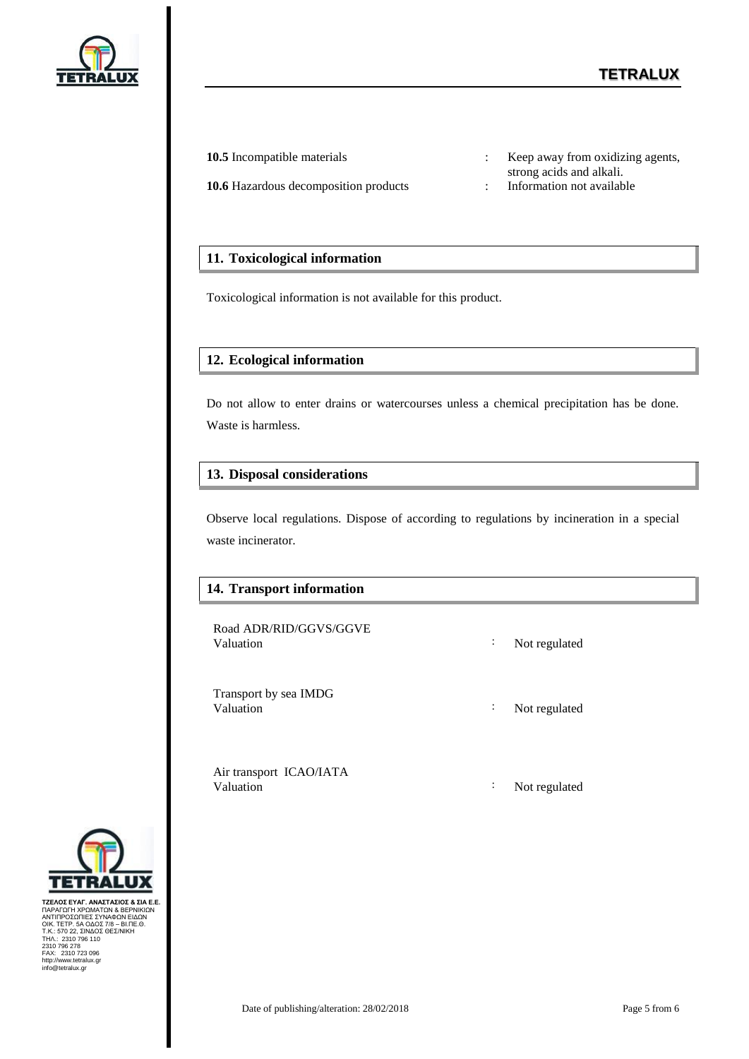**10.5** Incompatible materials : Keep away from oxidizing agents, strong acids and alkali.

**10.6** Hazardous decomposition products : Information not available

## 11. Toxicological information

Toxicological information is not available for this product.

## 12. Ecological information

Do not allow to enter drains or watercourses unless a chemical precipitation has be done. Waste is harmless.

## 13. Disposal considerations

Observe local regulations. Dispose of according to regulations by incineration in a special waste incinerator.

## 14. Transport information

Road ADR/RID/GGVS/GGVE
Valuation : Not regulated

Transport by sea IMDG
Valuation : Not regulated

Air transport ICAO/IATA
Valuation : Not regulated

ΤΖΕΛΟΣ ΕΥΑΓ. ΑΝΑΣΤΑΣΙΟΣ & ΣΙΑ Ε.Ε.
ΠΑΡΑΓΩΓΗ ΧΡΩΜΑΤΩΝ & ΒΕΡΝΙΚΙΩΝ
ΑΝΤΙΠΡΟΣΩΠΙΕΣ ΣΥΝΑΦΩΝ ΕΙΔΩΝ
ΟΙΚ. ΤΕΤΡ. 5Α ΟΔΟΣ 7/8 – ΒΙ.ΠΕ.Θ.
Τ.Κ.: 570 22, ΣΙΝΔΟΣ ΘΕΣ/ΝΙΚΗ
ΤΗΛ.: 2310 796 110
2310 796 278
FAX: 2310 723 096
http://www.tetralux.gr
info@tetralux.gr

Date of publishing/alteration: 28/02/2018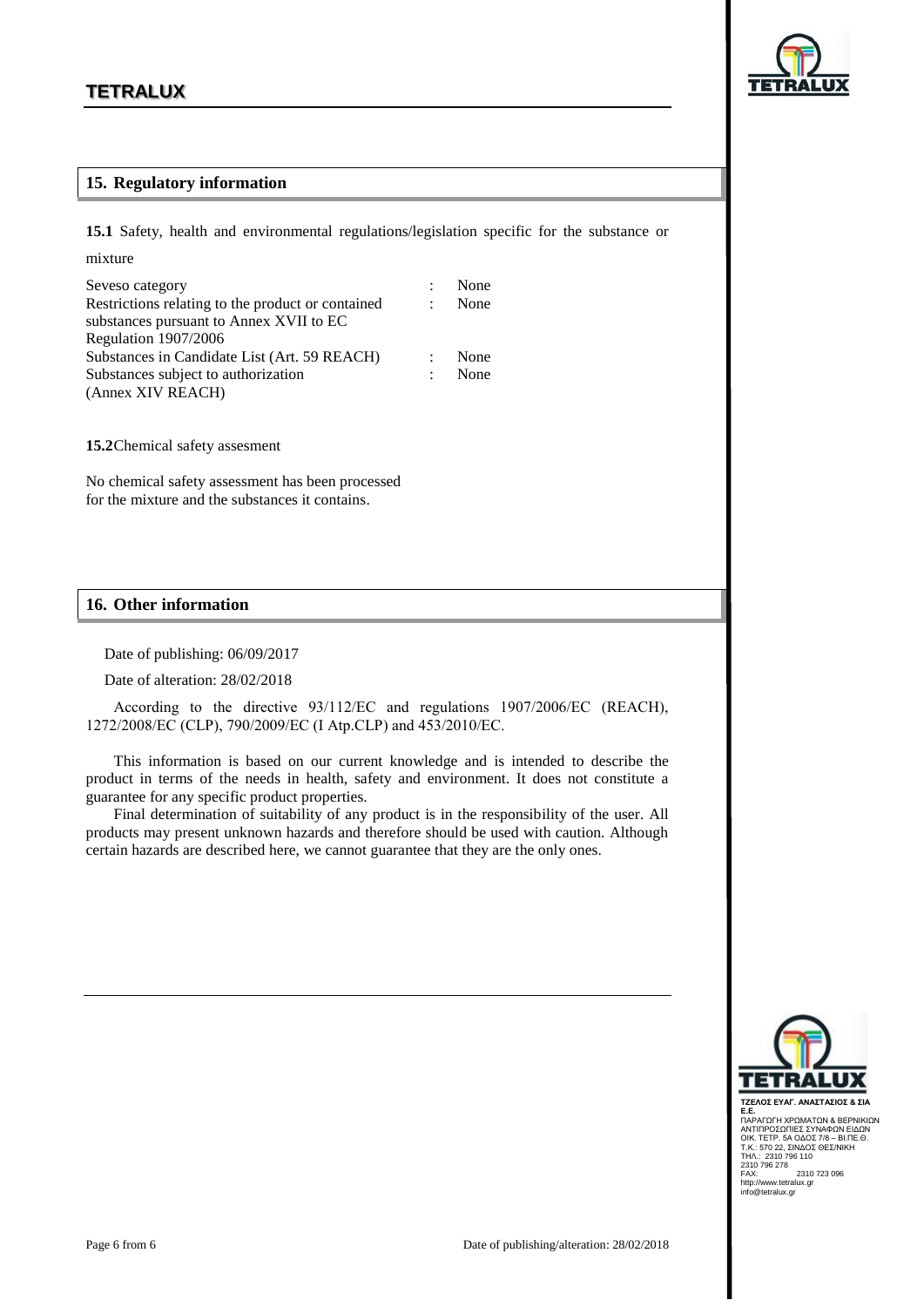## 15. Regulatory information

**15.1** Safety, health and environmental regulations/legislation specific for the substance or mixture

| | | |
|---|---|---|
| Seveso category | : | None |
| Restrictions relating to the product or contained substances pursuant to Annex XVII to EC Regulation 1907/2006 | : | None |
| Substances in Candidate List (Art. 59 REACH) | : | None |
| Substances subject to authorization (Annex XIV REACH) | : | None |

**15.2**Chemical safety assesment

No chemical safety assessment has been processed for the mixture and the substances it contains.

## 16. Other information

Date of publishing: 06/09/2017

Date of alteration: 28/02/2018

According to the directive 93/112/EC and regulations 1907/2006/EC (REACH), 1272/2008/EC (CLP), 790/2009/EC (I Atp.CLP) and 453/2010/EC.

This information is based on our current knowledge and is intended to describe the product in terms of the needs in health, safety and environment. It does not constitute a guarantee for any specific product properties.

Final determination of suitability of any product is in the responsibility of the user. All products may present unknown hazards and therefore should be used with caution. Although certain hazards are described here, we cannot guarantee that they are the only ones.

**ΤΖΕΛΟΣ ΕΥΑΓ. ΑΝΑΣΤΑΣΙΟΣ & ΣΙΑ Ε.Ε.**
ΠΑΡΑΓΩΓΗ ΧΡΩΜΑΤΩΝ & ΒΕΡΝΙΚΙΩΝ
ΑΝΤΙΠΡΟΣΩΠΙΕΣ ΣΥΝΑΦΩΝ ΕΙΔΩΝ
ΟΙΚ. ΤΕΤΡ. 5Α ΟΔΟΣ 7/8 – ΒΙ.ΠΕ.Θ.
Τ.Κ.: 570 22, ΣΙΝΔΟΣ ΘΕΣ/ΝΙΚΗ
ΤΗΛ.: 2310 796 110
2310 796 278
FAX: 2310 723 096
http://www.tetralux.gr
info@tetralux.gr